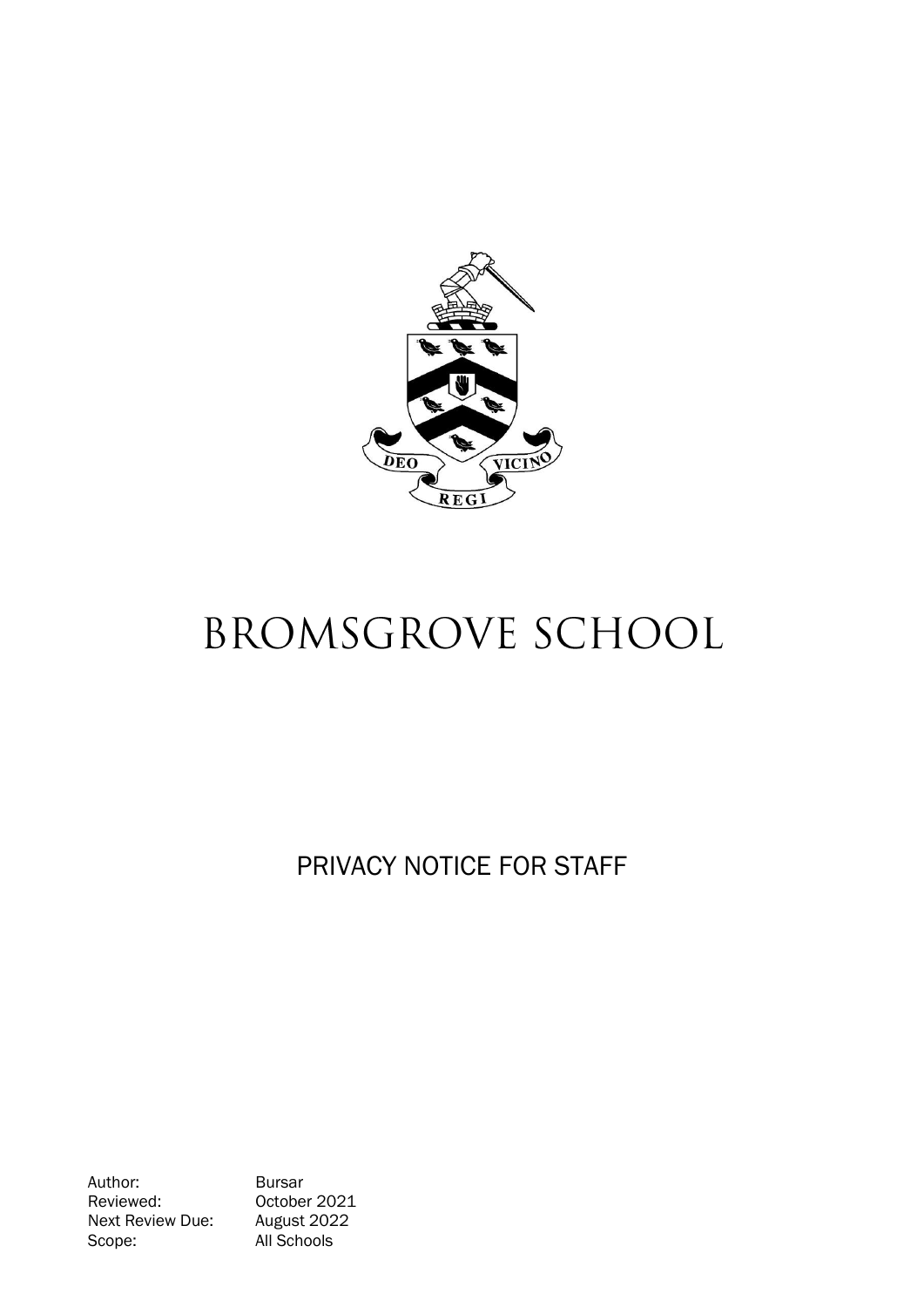# BROMSGROVE SCHOOL

## PRIVACY NOTICE FOR STAFF

Author: Bursar
Reviewed: October 2021
Next Review Due: August 2022
Scope: All Schools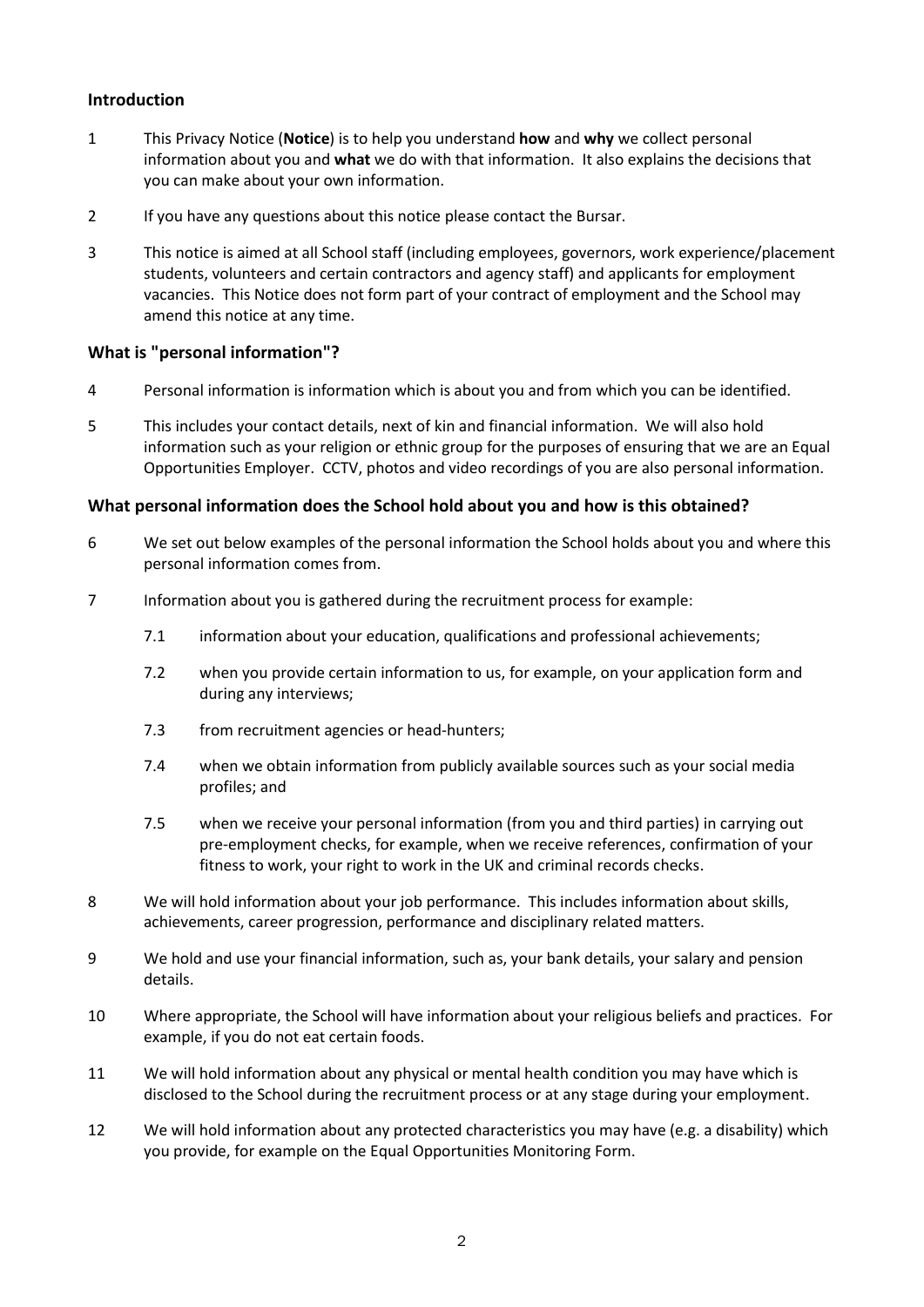## Introduction

1 This Privacy Notice (**Notice**) is to help you understand **how** and **why** we collect personal information about you and **what** we do with that information. It also explains the decisions that you can make about your own information.

2 If you have any questions about this notice please contact the Bursar.

3 This notice is aimed at all School staff (including employees, governors, work experience/placement students, volunteers and certain contractors and agency staff) and applicants for employment vacancies. This Notice does not form part of your contract of employment and the School may amend this notice at any time.

## What is "personal information"?

4 Personal information is information which is about you and from which you can be identified.

5 This includes your contact details, next of kin and financial information. We will also hold information such as your religion or ethnic group for the purposes of ensuring that we are an Equal Opportunities Employer. CCTV, photos and video recordings of you are also personal information.

## What personal information does the School hold about you and how is this obtained?

6 We set out below examples of the personal information the School holds about you and where this personal information comes from.

7 Information about you is gathered during the recruitment process for example:

7.1 information about your education, qualifications and professional achievements;

7.2 when you provide certain information to us, for example, on your application form and during any interviews;

7.3 from recruitment agencies or head-hunters;

7.4 when we obtain information from publicly available sources such as your social media profiles; and

7.5 when we receive your personal information (from you and third parties) in carrying out pre-employment checks, for example, when we receive references, confirmation of your fitness to work, your right to work in the UK and criminal records checks.

8 We will hold information about your job performance. This includes information about skills, achievements, career progression, performance and disciplinary related matters.

9 We hold and use your financial information, such as, your bank details, your salary and pension details.

10 Where appropriate, the School will have information about your religious beliefs and practices. For example, if you do not eat certain foods.

11 We will hold information about any physical or mental health condition you may have which is disclosed to the School during the recruitment process or at any stage during your employment.

12 We will hold information about any protected characteristics you may have (e.g. a disability) which you provide, for example on the Equal Opportunities Monitoring Form.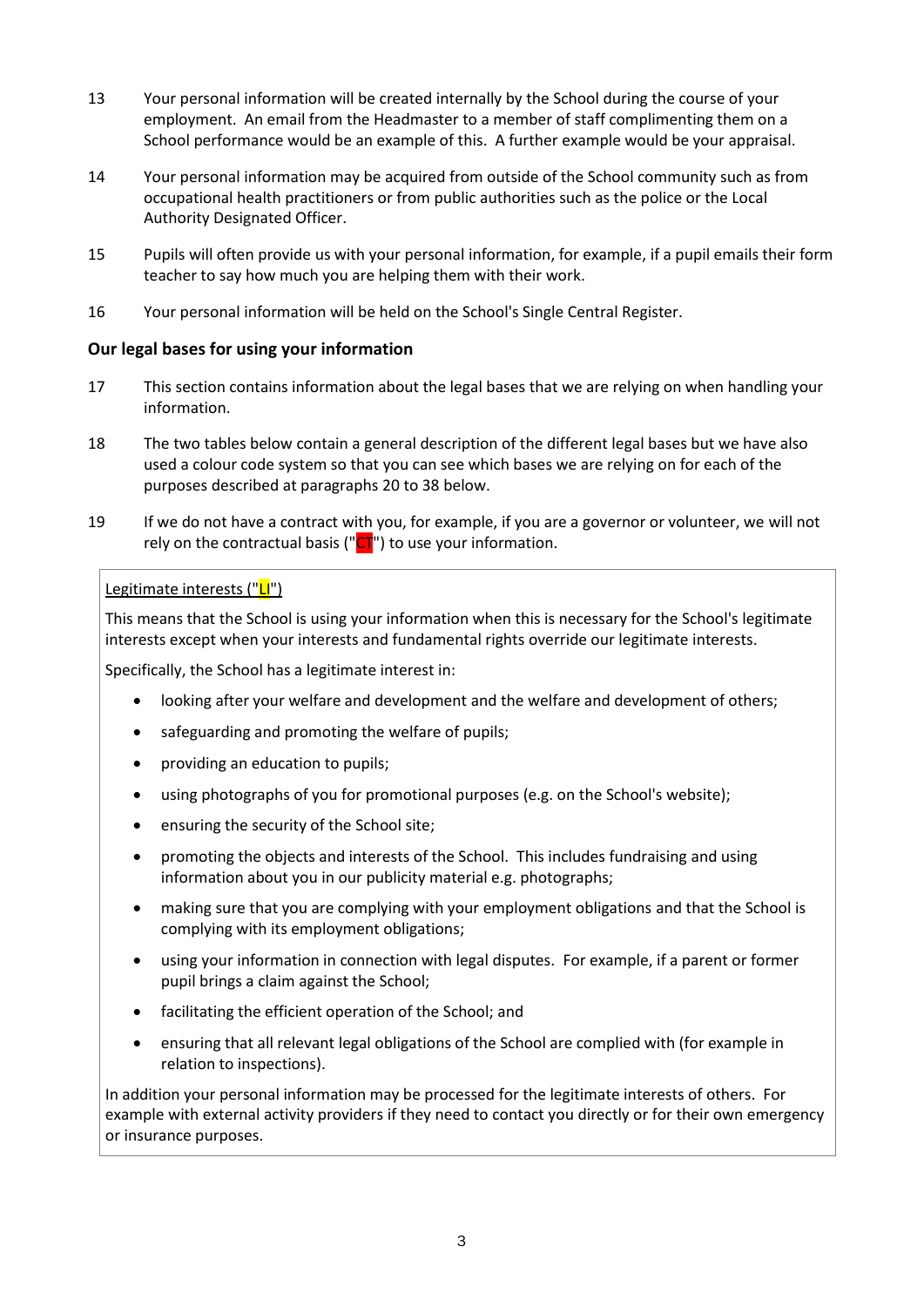13 Your personal information will be created internally by the School during the course of your employment. An email from the Headmaster to a member of staff complimenting them on a School performance would be an example of this. A further example would be your appraisal.

14 Your personal information may be acquired from outside of the School community such as from occupational health practitioners or from public authorities such as the police or the Local Authority Designated Officer.

15 Pupils will often provide us with your personal information, for example, if a pupil emails their form teacher to say how much you are helping them with their work.

16 Your personal information will be held on the School's Single Central Register.

### Our legal bases for using your information

17 This section contains information about the legal bases that we are relying on when handling your information.

18 The two tables below contain a general description of the different legal bases but we have also used a colour code system so that you can see which bases we are relying on for each of the purposes described at paragraphs 20 to 38 below.

19 If we do not have a contract with you, for example, if you are a governor or volunteer, we will not rely on the contractual basis ("CT") to use your information.

Legitimate interests ("LI")

This means that the School is using your information when this is necessary for the School's legitimate interests except when your interests and fundamental rights override our legitimate interests.

Specifically, the School has a legitimate interest in:

- looking after your welfare and development and the welfare and development of others;
- safeguarding and promoting the welfare of pupils;
- providing an education to pupils;
- using photographs of you for promotional purposes (e.g. on the School's website);
- ensuring the security of the School site;
- promoting the objects and interests of the School. This includes fundraising and using information about you in our publicity material e.g. photographs;
- making sure that you are complying with your employment obligations and that the School is complying with its employment obligations;
- using your information in connection with legal disputes. For example, if a parent or former pupil brings a claim against the School;
- facilitating the efficient operation of the School; and
- ensuring that all relevant legal obligations of the School are complied with (for example in relation to inspections).

In addition your personal information may be processed for the legitimate interests of others. For example with external activity providers if they need to contact you directly or for their own emergency or insurance purposes.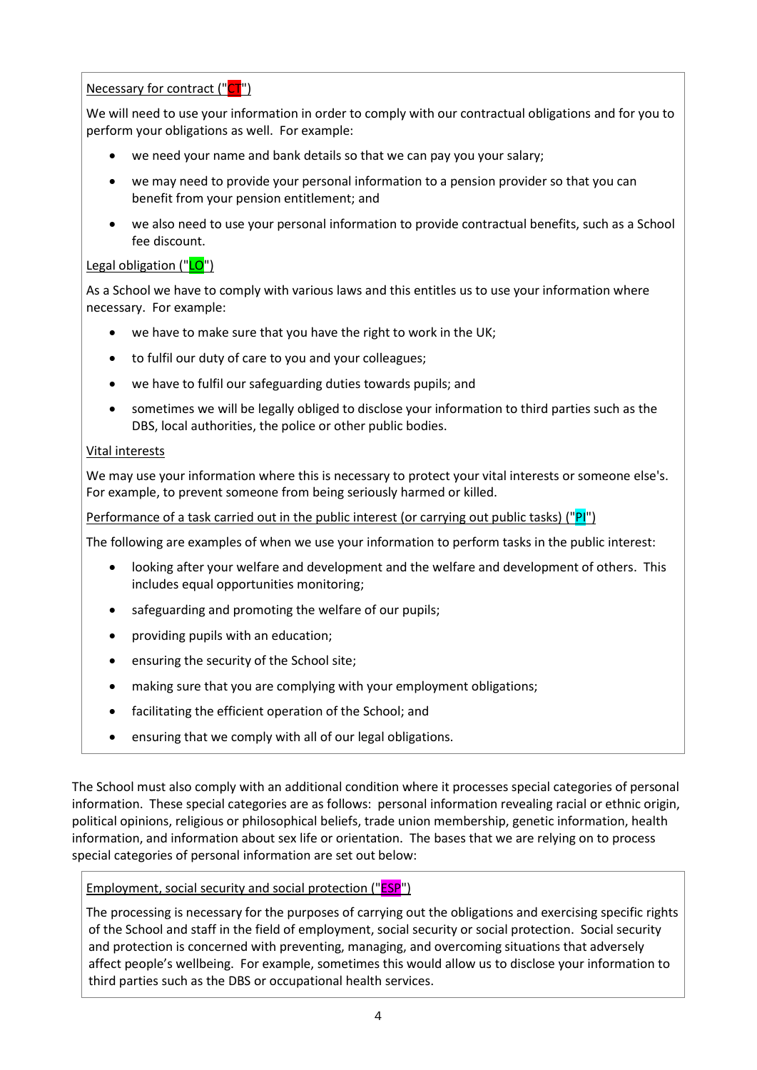<u>Necessary for contract ("CT")</u>

We will need to use your information in order to comply with our contractual obligations and for you to perform your obligations as well. For example:

- we need your name and bank details so that we can pay you your salary;
- we may need to provide your personal information to a pension provider so that you can benefit from your pension entitlement; and
- we also need to use your personal information to provide contractual benefits, such as a School fee discount.

<u>Legal obligation ("LO")</u>

As a School we have to comply with various laws and this entitles us to use your information where necessary. For example:

- we have to make sure that you have the right to work in the UK;
- to fulfil our duty of care to you and your colleagues;
- we have to fulfil our safeguarding duties towards pupils; and
- sometimes we will be legally obliged to disclose your information to third parties such as the DBS, local authorities, the police or other public bodies.

<u>Vital interests</u>

We may use your information where this is necessary to protect your vital interests or someone else's. For example, to prevent someone from being seriously harmed or killed.

<u>Performance of a task carried out in the public interest (or carrying out public tasks) ("PI")</u>

The following are examples of when we use your information to perform tasks in the public interest:

- looking after your welfare and development and the welfare and development of others. This includes equal opportunities monitoring;
- safeguarding and promoting the welfare of our pupils;
- providing pupils with an education;
- ensuring the security of the School site;
- making sure that you are complying with your employment obligations;
- facilitating the efficient operation of the School; and
- ensuring that we comply with all of our legal obligations.

The School must also comply with an additional condition where it processes special categories of personal information. These special categories are as follows: personal information revealing racial or ethnic origin, political opinions, religious or philosophical beliefs, trade union membership, genetic information, health information, and information about sex life or orientation. The bases that we are relying on to process special categories of personal information are set out below:

<u>Employment, social security and social protection ("ESP")</u>

The processing is necessary for the purposes of carrying out the obligations and exercising specific rights of the School and staff in the field of employment, social security or social protection. Social security and protection is concerned with preventing, managing, and overcoming situations that adversely affect people's wellbeing. For example, sometimes this would allow us to disclose your information to third parties such as the DBS or occupational health services.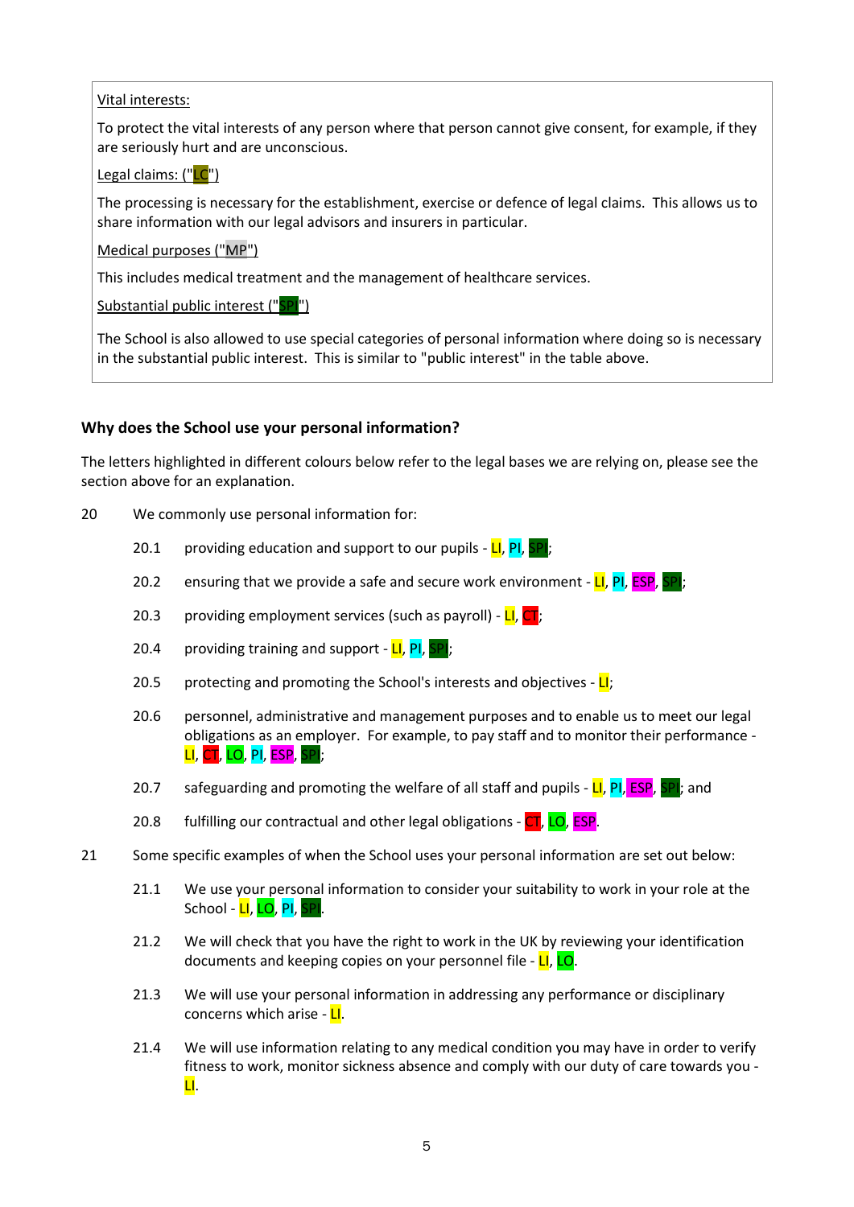Vital interests:

To protect the vital interests of any person where that person cannot give consent, for example, if they are seriously hurt and are unconscious.

Legal claims: ("LC")

The processing is necessary for the establishment, exercise or defence of legal claims. This allows us to share information with our legal advisors and insurers in particular.

Medical purposes ("MP")

This includes medical treatment and the management of healthcare services.

Substantial public interest ("SPI")

The School is also allowed to use special categories of personal information where doing so is necessary in the substantial public interest. This is similar to "public interest" in the table above.

### Why does the School use your personal information?

The letters highlighted in different colours below refer to the legal bases we are relying on, please see the section above for an explanation.

20 We commonly use personal information for:

20.1 providing education and support to our pupils - LI, PI, SPI;

20.2 ensuring that we provide a safe and secure work environment - LI, PI, ESP, SPI;

20.3 providing employment services (such as payroll) - LI, CT;

20.4 providing training and support - LI, PI, SPI;

20.5 protecting and promoting the School's interests and objectives - LI;

20.6 personnel, administrative and management purposes and to enable us to meet our legal obligations as an employer. For example, to pay staff and to monitor their performance - LI, CT, LO, PI, ESP, SPI;

20.7 safeguarding and promoting the welfare of all staff and pupils - LI, PI, ESP, SPI; and

20.8 fulfilling our contractual and other legal obligations - CT, LO, ESP.

21 Some specific examples of when the School uses your personal information are set out below:

21.1 We use your personal information to consider your suitability to work in your role at the School - LI, LO, PI, SPI.

21.2 We will check that you have the right to work in the UK by reviewing your identification documents and keeping copies on your personnel file - LI, LO.

21.3 We will use your personal information in addressing any performance or disciplinary concerns which arise - LI.

21.4 We will use information relating to any medical condition you may have in order to verify fitness to work, monitor sickness absence and comply with our duty of care towards you - LI.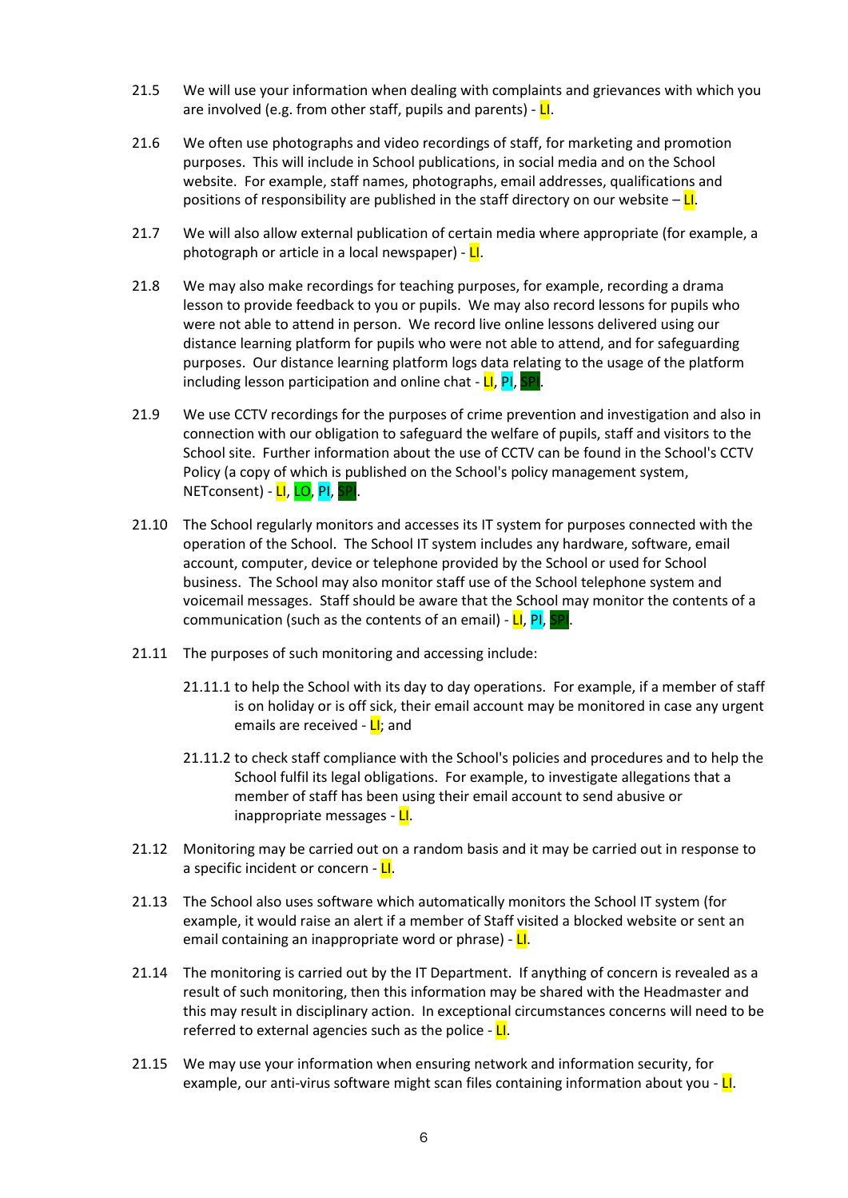21.5 We will use your information when dealing with complaints and grievances with which you are involved (e.g. from other staff, pupils and parents) - LI.

21.6 We often use photographs and video recordings of staff, for marketing and promotion purposes. This will include in School publications, in social media and on the School website. For example, staff names, photographs, email addresses, qualifications and positions of responsibility are published in the staff directory on our website – LI.

21.7 We will also allow external publication of certain media where appropriate (for example, a photograph or article in a local newspaper) - LI.

21.8 We may also make recordings for teaching purposes, for example, recording a drama lesson to provide feedback to you or pupils. We may also record lessons for pupils who were not able to attend in person. We record live online lessons delivered using our distance learning platform for pupils who were not able to attend, and for safeguarding purposes. Our distance learning platform logs data relating to the usage of the platform including lesson participation and online chat - LI, PI, SPI.

21.9 We use CCTV recordings for the purposes of crime prevention and investigation and also in connection with our obligation to safeguard the welfare of pupils, staff and visitors to the School site. Further information about the use of CCTV can be found in the School's CCTV Policy (a copy of which is published on the School's policy management system, NETconsent) - LI, LO, PI, SPI.

21.10 The School regularly monitors and accesses its IT system for purposes connected with the operation of the School. The School IT system includes any hardware, software, email account, computer, device or telephone provided by the School or used for School business. The School may also monitor staff use of the School telephone system and voicemail messages. Staff should be aware that the School may monitor the contents of a communication (such as the contents of an email) - LI, PI, SPI.

21.11 The purposes of such monitoring and accessing include:

21.11.1 to help the School with its day to day operations. For example, if a member of staff is on holiday or is off sick, their email account may be monitored in case any urgent emails are received - LI; and

21.11.2 to check staff compliance with the School's policies and procedures and to help the School fulfil its legal obligations. For example, to investigate allegations that a member of staff has been using their email account to send abusive or inappropriate messages - LI.

21.12 Monitoring may be carried out on a random basis and it may be carried out in response to a specific incident or concern - LI.

21.13 The School also uses software which automatically monitors the School IT system (for example, it would raise an alert if a member of Staff visited a blocked website or sent an email containing an inappropriate word or phrase) - LI.

21.14 The monitoring is carried out by the IT Department. If anything of concern is revealed as a result of such monitoring, then this information may be shared with the Headmaster and this may result in disciplinary action. In exceptional circumstances concerns will need to be referred to external agencies such as the police - LI.

21.15 We may use your information when ensuring network and information security, for example, our anti-virus software might scan files containing information about you - LI.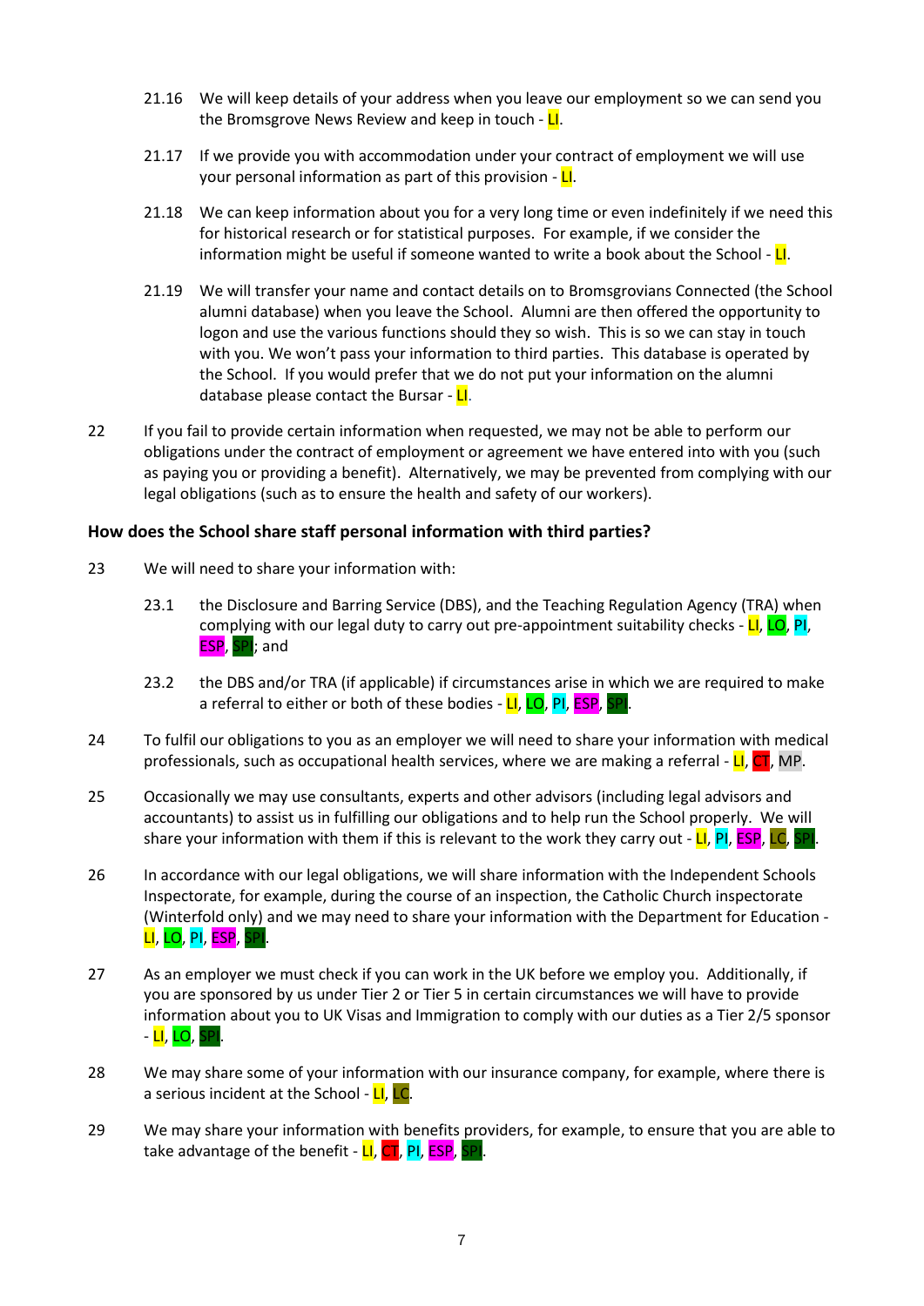21.16 We will keep details of your address when you leave our employment so we can send you the Bromsgrove News Review and keep in touch - LI.

21.17 If we provide you with accommodation under your contract of employment we will use your personal information as part of this provision - LI.

21.18 We can keep information about you for a very long time or even indefinitely if we need this for historical research or for statistical purposes. For example, if we consider the information might be useful if someone wanted to write a book about the School - LI.

21.19 We will transfer your name and contact details on to Bromsgrovians Connected (the School alumni database) when you leave the School. Alumni are then offered the opportunity to logon and use the various functions should they so wish. This is so we can stay in touch with you. We won't pass your information to third parties. This database is operated by the School. If you would prefer that we do not put your information on the alumni database please contact the Bursar - LI.

22 If you fail to provide certain information when requested, we may not be able to perform our obligations under the contract of employment or agreement we have entered into with you (such as paying you or providing a benefit). Alternatively, we may be prevented from complying with our legal obligations (such as to ensure the health and safety of our workers).

### How does the School share staff personal information with third parties?

23 We will need to share your information with:

23.1 the Disclosure and Barring Service (DBS), and the Teaching Regulation Agency (TRA) when complying with our legal duty to carry out pre-appointment suitability checks - LI, LO, PI, ESP, SPI; and

23.2 the DBS and/or TRA (if applicable) if circumstances arise in which we are required to make a referral to either or both of these bodies - LI, LO, PI, ESP, SPI.

24 To fulfil our obligations to you as an employer we will need to share your information with medical professionals, such as occupational health services, where we are making a referral - LI, CT, MP.

25 Occasionally we may use consultants, experts and other advisors (including legal advisors and accountants) to assist us in fulfilling our obligations and to help run the School properly. We will share your information with them if this is relevant to the work they carry out - LI, PI, ESP, LC, SPI.

26 In accordance with our legal obligations, we will share information with the Independent Schools Inspectorate, for example, during the course of an inspection, the Catholic Church inspectorate (Winterfold only) and we may need to share your information with the Department for Education - LI, LO, PI, ESP, SPI.

27 As an employer we must check if you can work in the UK before we employ you. Additionally, if you are sponsored by us under Tier 2 or Tier 5 in certain circumstances we will have to provide information about you to UK Visas and Immigration to comply with our duties as a Tier 2/5 sponsor - LI, LO, SPI.

28 We may share some of your information with our insurance company, for example, where there is a serious incident at the School - LI, LC.

29 We may share your information with benefits providers, for example, to ensure that you are able to take advantage of the benefit - LI, CT, PI, ESP, SPI.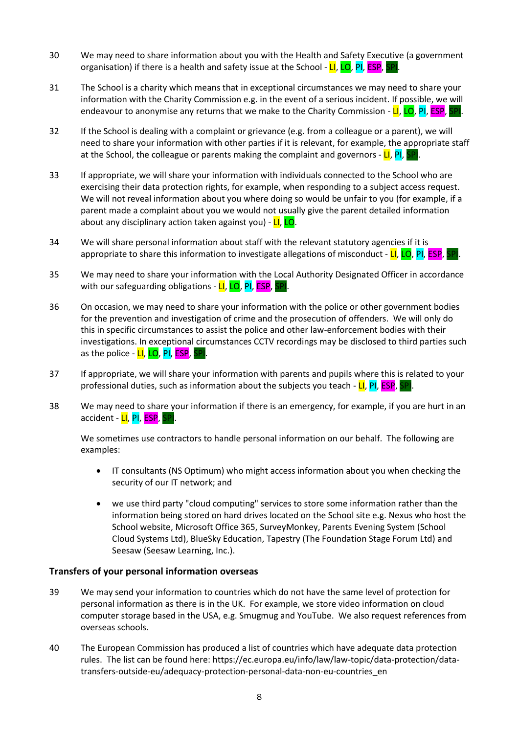30 We may need to share information about you with the Health and Safety Executive (a government organisation) if there is a health and safety issue at the School - LI, LO, PI, ESP, SPI.

31 The School is a charity which means that in exceptional circumstances we may need to share your information with the Charity Commission e.g. in the event of a serious incident. If possible, we will endeavour to anonymise any returns that we make to the Charity Commission - LI, LO, PI, ESP, SPI.

32 If the School is dealing with a complaint or grievance (e.g. from a colleague or a parent), we will need to share your information with other parties if it is relevant, for example, the appropriate staff at the School, the colleague or parents making the complaint and governors - LI, PI, SPI.

33 If appropriate, we will share your information with individuals connected to the School who are exercising their data protection rights, for example, when responding to a subject access request. We will not reveal information about you where doing so would be unfair to you (for example, if a parent made a complaint about you we would not usually give the parent detailed information about any disciplinary action taken against you) - LI, LO.

34 We will share personal information about staff with the relevant statutory agencies if it is appropriate to share this information to investigate allegations of misconduct - LI, LO, PI, ESP, SPI.

35 We may need to share your information with the Local Authority Designated Officer in accordance with our safeguarding obligations - LI, LO, PI, ESP, SPI.

36 On occasion, we may need to share your information with the police or other government bodies for the prevention and investigation of crime and the prosecution of offenders. We will only do this in specific circumstances to assist the police and other law-enforcement bodies with their investigations. In exceptional circumstances CCTV recordings may be disclosed to third parties such as the police - LI, LO, PI, ESP, SPI.

37 If appropriate, we will share your information with parents and pupils where this is related to your professional duties, such as information about the subjects you teach - LI, PI, ESP, SPI.

38 We may need to share your information if there is an emergency, for example, if you are hurt in an accident - LI, PI, ESP, SPI.

We sometimes use contractors to handle personal information on our behalf. The following are examples:

- IT consultants (NS Optimum) who might access information about you when checking the security of our IT network; and
- we use third party "cloud computing" services to store some information rather than the information being stored on hard drives located on the School site e.g. Nexus who host the School website, Microsoft Office 365, SurveyMonkey, Parents Evening System (School Cloud Systems Ltd), BlueSky Education, Tapestry (The Foundation Stage Forum Ltd) and Seesaw (Seesaw Learning, Inc.).

## Transfers of your personal information overseas

39 We may send your information to countries which do not have the same level of protection for personal information as there is in the UK. For example, we store video information on cloud computer storage based in the USA, e.g. Smugmug and YouTube. We also request references from overseas schools.

40 The European Commission has produced a list of countries which have adequate data protection rules. The list can be found here: https://ec.europa.eu/info/law/law-topic/data-protection/data-transfers-outside-eu/adequacy-protection-personal-data-non-eu-countries_en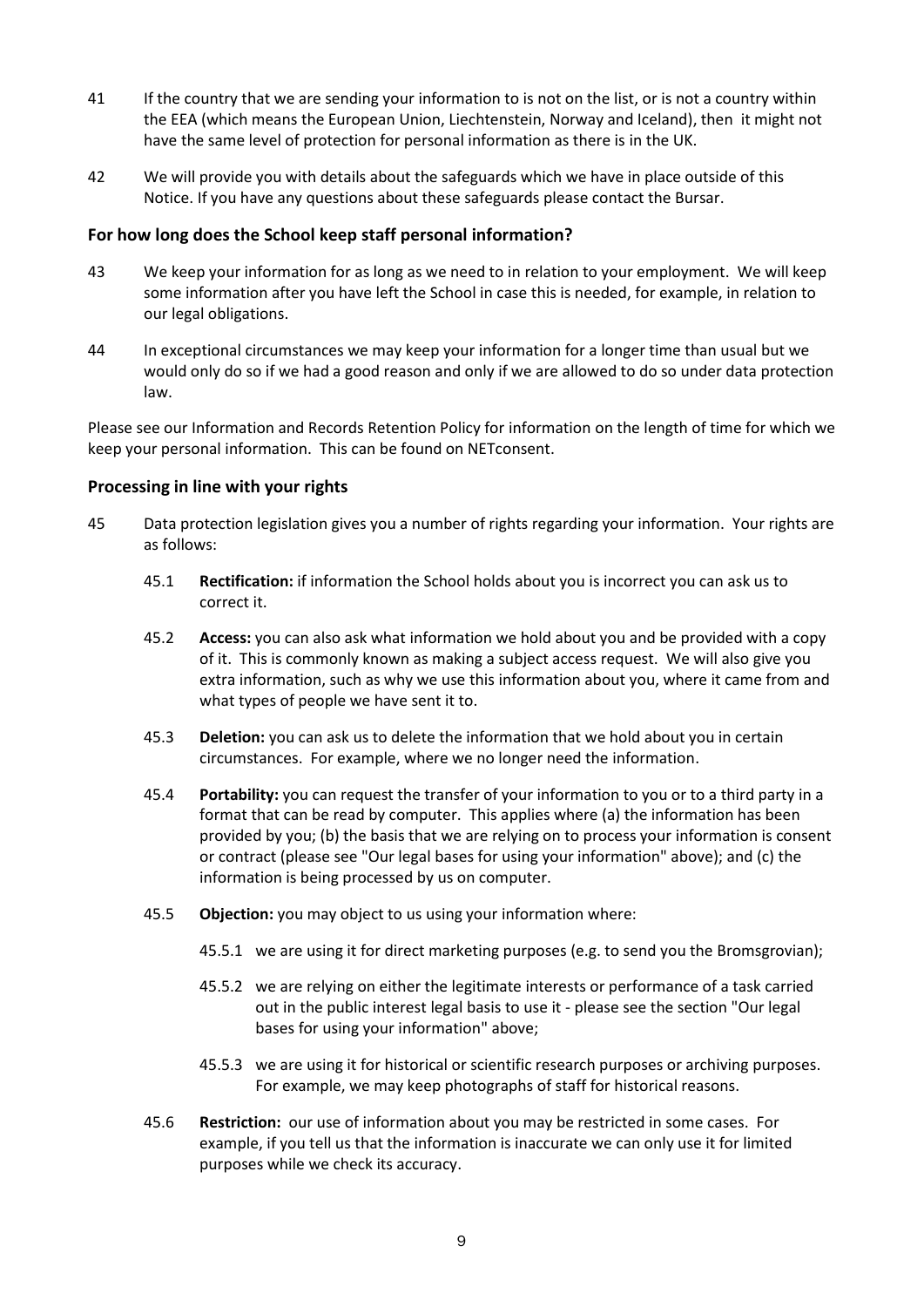41 If the country that we are sending your information to is not on the list, or is not a country within the EEA (which means the European Union, Liechtenstein, Norway and Iceland), then it might not have the same level of protection for personal information as there is in the UK.

42 We will provide you with details about the safeguards which we have in place outside of this Notice. If you have any questions about these safeguards please contact the Bursar.

### For how long does the School keep staff personal information?

43 We keep your information for as long as we need to in relation to your employment. We will keep some information after you have left the School in case this is needed, for example, in relation to our legal obligations.

44 In exceptional circumstances we may keep your information for a longer time than usual but we would only do so if we had a good reason and only if we are allowed to do so under data protection law.

Please see our Information and Records Retention Policy for information on the length of time for which we keep your personal information. This can be found on NETconsent.

### Processing in line with your rights

45 Data protection legislation gives you a number of rights regarding your information. Your rights are as follows:

45.1 **Rectification:** if information the School holds about you is incorrect you can ask us to correct it.

45.2 **Access:** you can also ask what information we hold about you and be provided with a copy of it. This is commonly known as making a subject access request. We will also give you extra information, such as why we use this information about you, where it came from and what types of people we have sent it to.

45.3 **Deletion:** you can ask us to delete the information that we hold about you in certain circumstances. For example, where we no longer need the information.

45.4 **Portability:** you can request the transfer of your information to you or to a third party in a format that can be read by computer. This applies where (a) the information has been provided by you; (b) the basis that we are relying on to process your information is consent or contract (please see "Our legal bases for using your information" above); and (c) the information is being processed by us on computer.

45.5 **Objection:** you may object to us using your information where:

45.5.1 we are using it for direct marketing purposes (e.g. to send you the Bromsgrovian);

45.5.2 we are relying on either the legitimate interests or performance of a task carried out in the public interest legal basis to use it - please see the section "Our legal bases for using your information" above;

45.5.3 we are using it for historical or scientific research purposes or archiving purposes. For example, we may keep photographs of staff for historical reasons.

45.6 **Restriction:** our use of information about you may be restricted in some cases. For example, if you tell us that the information is inaccurate we can only use it for limited purposes while we check its accuracy.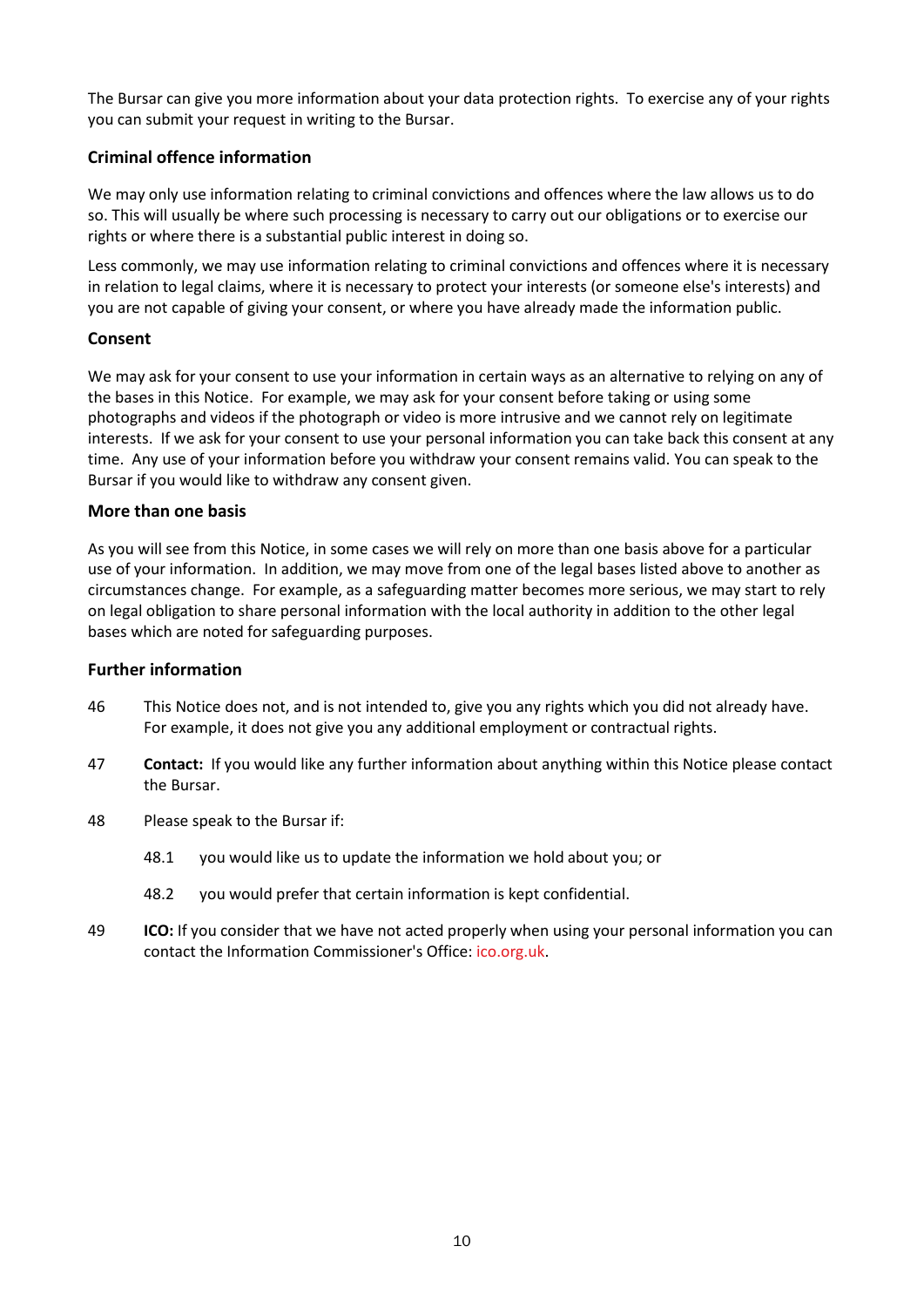The Bursar can give you more information about your data protection rights. To exercise any of your rights you can submit your request in writing to the Bursar.

### Criminal offence information

We may only use information relating to criminal convictions and offences where the law allows us to do so. This will usually be where such processing is necessary to carry out our obligations or to exercise our rights or where there is a substantial public interest in doing so.

Less commonly, we may use information relating to criminal convictions and offences where it is necessary in relation to legal claims, where it is necessary to protect your interests (or someone else's interests) and you are not capable of giving your consent, or where you have already made the information public.

### Consent

We may ask for your consent to use your information in certain ways as an alternative to relying on any of the bases in this Notice. For example, we may ask for your consent before taking or using some photographs and videos if the photograph or video is more intrusive and we cannot rely on legitimate interests. If we ask for your consent to use your personal information you can take back this consent at any time. Any use of your information before you withdraw your consent remains valid. You can speak to the Bursar if you would like to withdraw any consent given.

### More than one basis

As you will see from this Notice, in some cases we will rely on more than one basis above for a particular use of your information. In addition, we may move from one of the legal bases listed above to another as circumstances change. For example, as a safeguarding matter becomes more serious, we may start to rely on legal obligation to share personal information with the local authority in addition to the other legal bases which are noted for safeguarding purposes.

### Further information

46 This Notice does not, and is not intended to, give you any rights which you did not already have. For example, it does not give you any additional employment or contractual rights.

47 **Contact:** If you would like any further information about anything within this Notice please contact the Bursar.

48 Please speak to the Bursar if:

48.1 you would like us to update the information we hold about you; or

48.2 you would prefer that certain information is kept confidential.

49 **ICO:** If you consider that we have not acted properly when using your personal information you can contact the Information Commissioner's Office: ico.org.uk.